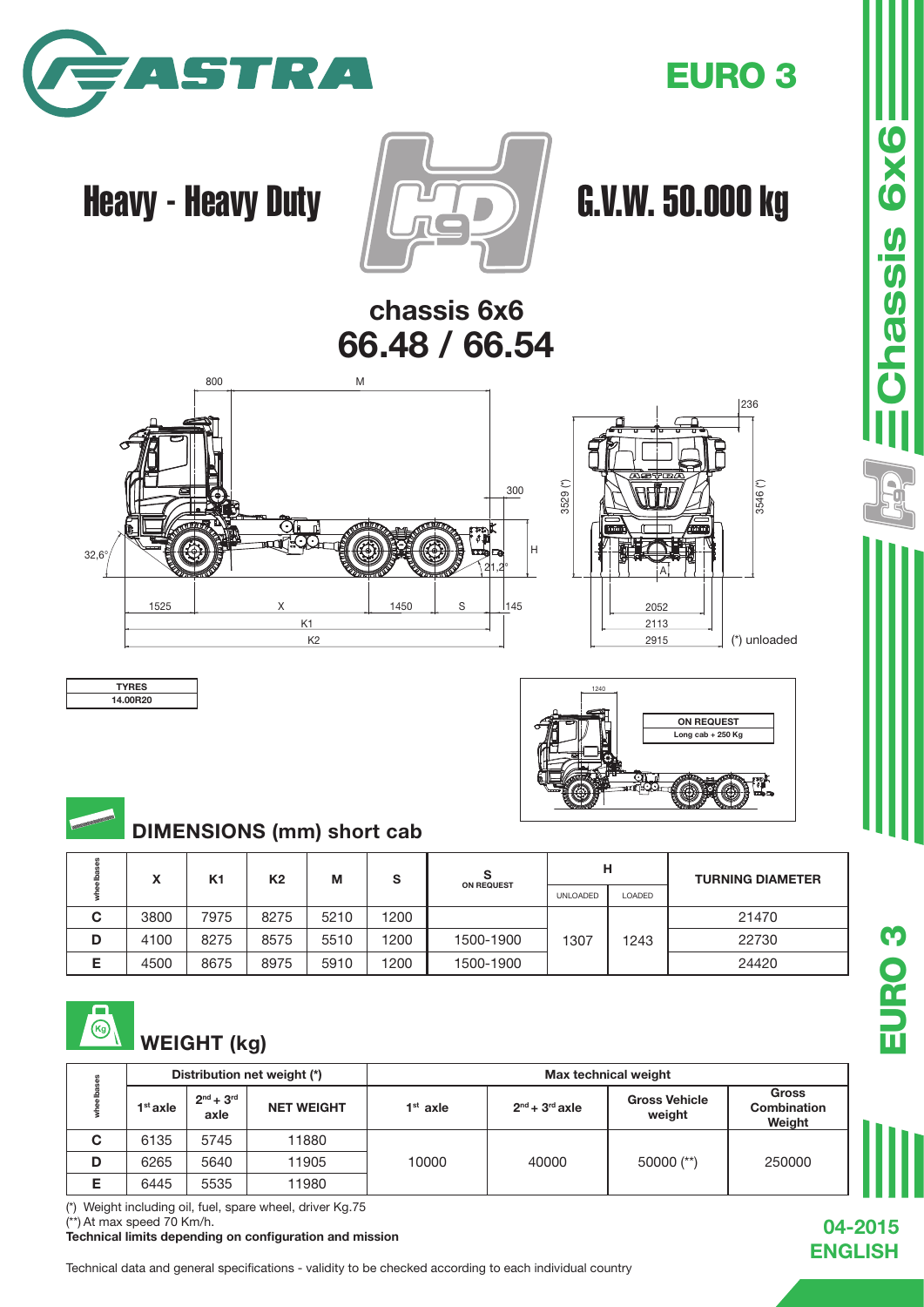# ASTRA

**EURO 3**

## Heavy - Heavy Duty

## G.V.W. 50.000 kg

## chassis 6x6
## 66.48 / 66.54

800
M
300
H
32,6°
21,2°
1525
X
1450
S
145
K1
K2

236
3529 (*)
3546 (*)
A
2052
2113
2915
(*) unloaded

| TYRES |
|---|
| 14.00R20 |

1240
**ON REQUEST**
Long cab + 250 Kg

## DIMENSIONS (mm) short cab

| wheelbases | X | K1 | K2 | M | S | S ON REQUEST | H | | TURNING DIAMETER |
|---|---|---|---|---|---|---|---|---|---|
| | | | | | | | UNLOADED | LOADED | |
| C | 3800 | 7975 | 8275 | 5210 | 1200 | | 1307 | 1243 | 21470 |
| D | 4100 | 8275 | 8575 | 5510 | 1200 | 1500-1900 | | | 22730 |
| E | 4500 | 8675 | 8975 | 5910 | 1200 | 1500-1900 | | | 24420 |

## WEIGHT (kg)

| wheelbases | Distribution net weight (*) | | | Max technical weight | | | |
|---|---|---|---|---|---|---|---|
| | 1st axle | 2nd + 3rd axle | NET WEIGHT | 1st axle | 2nd + 3rd axle | Gross Vehicle weight | Gross Combination Weight |
| C | 6135 | 5745 | 11880 | 10000 | 40000 | 50000 (**) | 250000 |
| D | 6265 | 5640 | 11905 | | | | |
| E | 6445 | 5535 | 11980 | | | | |

(*) Weight including oil, fuel, spare wheel, driver Kg.75
(**) At max speed 70 Km/h.
**Technical limits depending on configuration and mission**

Technical data and general specifications - validity to be checked according to each individual country

Chassis 6x6

EURO 3

04-2015
ENGLISH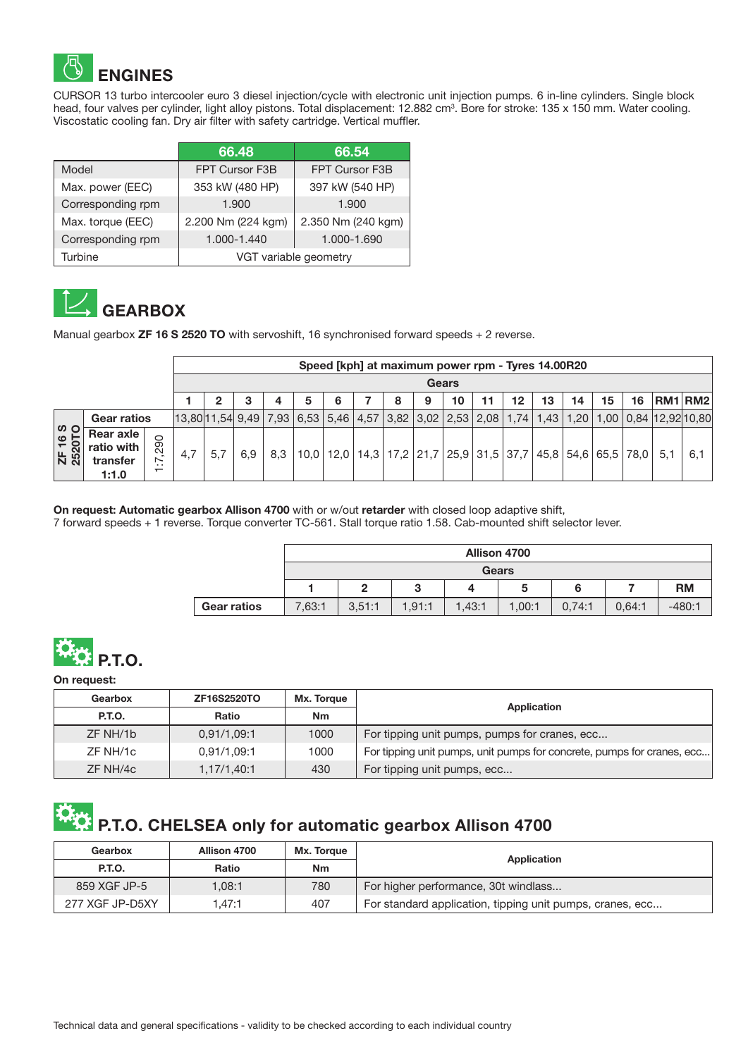## ENGINES

CURSOR 13 turbo intercooler euro 3 diesel injection/cycle with electronic unit injection pumps. 6 in-line cylinders. Single block head, four valves per cylinder, light alloy pistons. Total displacement: 12.882 cm³. Bore for stroke: 135 x 150 mm. Water cooling. Viscostatic cooling fan. Dry air filter with safety cartridge. Vertical muffler.

| | 66.48 | 66.54 |
|---|---|---|
| Model | FPT Cursor F3B | FPT Cursor F3B |
| Max. power (EEC) | 353 kW (480 HP) | 397 kW (540 HP) |
| Corresponding rpm | 1.900 | 1.900 |
| Max. torque (EEC) | 2.200 Nm (224 kgm) | 2.350 Nm (240 kgm) |
| Corresponding rpm | 1.000-1.440 | 1.000-1.690 |
| Turbine | VGT variable geometry | |

## GEARBOX

Manual gearbox **ZF 16 S 2520 TO** with servoshift, 16 synchronised forward speeds + 2 reverse.

| | | | Speed [kph] at maximum power rpm - Tyres 14.00R20 | | | | | | | | | | | | | | | | | |
|---|---|---|---|---|---|---|---|---|---|---|---|---|---|---|---|---|---|---|---|---|
| | | | Gears | | | | | | | | | | | | | | | | | |
| | | | 1 | 2 | 3 | 4 | 5 | 6 | 7 | 8 | 9 | 10 | 11 | 12 | 13 | 14 | 15 | 16 | RM1 | RM2 |
| ZF 16 S 2520TO | Gear ratios | | 13,80 | 11,54 | 9,49 | 7,93 | 6,53 | 5,46 | 4,57 | 3,82 | 3,02 | 2,53 | 2,08 | 1,74 | 1,43 | 1,20 | 1,00 | 0,84 | 12,92 | 10,80 |
| | Rear axle ratio with transfer 1:1.0 | 1:7,290 | 4,7 | 5,7 | 6,9 | 8,3 | 10,0 | 12,0 | 14,3 | 17,2 | 21,7 | 25,9 | 31,5 | 37,7 | 45,8 | 54,6 | 65,5 | 78,0 | 5,1 | 6,1 |

**On request: Automatic gearbox Allison 4700** with or w/out **retarder** with closed loop adaptive shift, 7 forward speeds + 1 reverse. Torque converter TC-561. Stall torque ratio 1.58. Cab-mounted shift selector lever.

| | Allison 4700 | | | | | | | |
|---|---|---|---|---|---|---|---|---|
| | Gears | | | | | | | |
| | 1 | 2 | 3 | 4 | 5 | 6 | 7 | RM |
| Gear ratios | 7,63:1 | 3,51:1 | 1,91:1 | 1,43:1 | 1,00:1 | 0,74:1 | 0,64:1 | -480:1 |

## P.T.O.

**On request:**

| Gearbox | ZF16S2520TO | Mx. Torque | Application |
|---|---|---|---|
| P.T.O. | Ratio | Nm | |
| ZF NH/1b | 0,91/1,09:1 | 1000 | For tipping unit pumps, pumps for cranes, ecc... |
| ZF NH/1c | 0,91/1,09:1 | 1000 | For tipping unit pumps, unit pumps for concrete, pumps for cranes, ecc... |
| ZF NH/4c | 1,17/1,40:1 | 430 | For tipping unit pumps, ecc... |

## P.T.O. CHELSEA only for automatic gearbox Allison 4700

| Gearbox | Allison 4700 | Mx. Torque | Application |
|---|---|---|---|
| P.T.O. | Ratio | Nm | |
| 859 XGF JP-5 | 1,08:1 | 780 | For higher performance, 30t windlass... |
| 277 XGF JP-D5XY | 1,47:1 | 407 | For standard application, tipping unit pumps, cranes, ecc... |

Technical data and general specifications - validity to be checked according to each individual country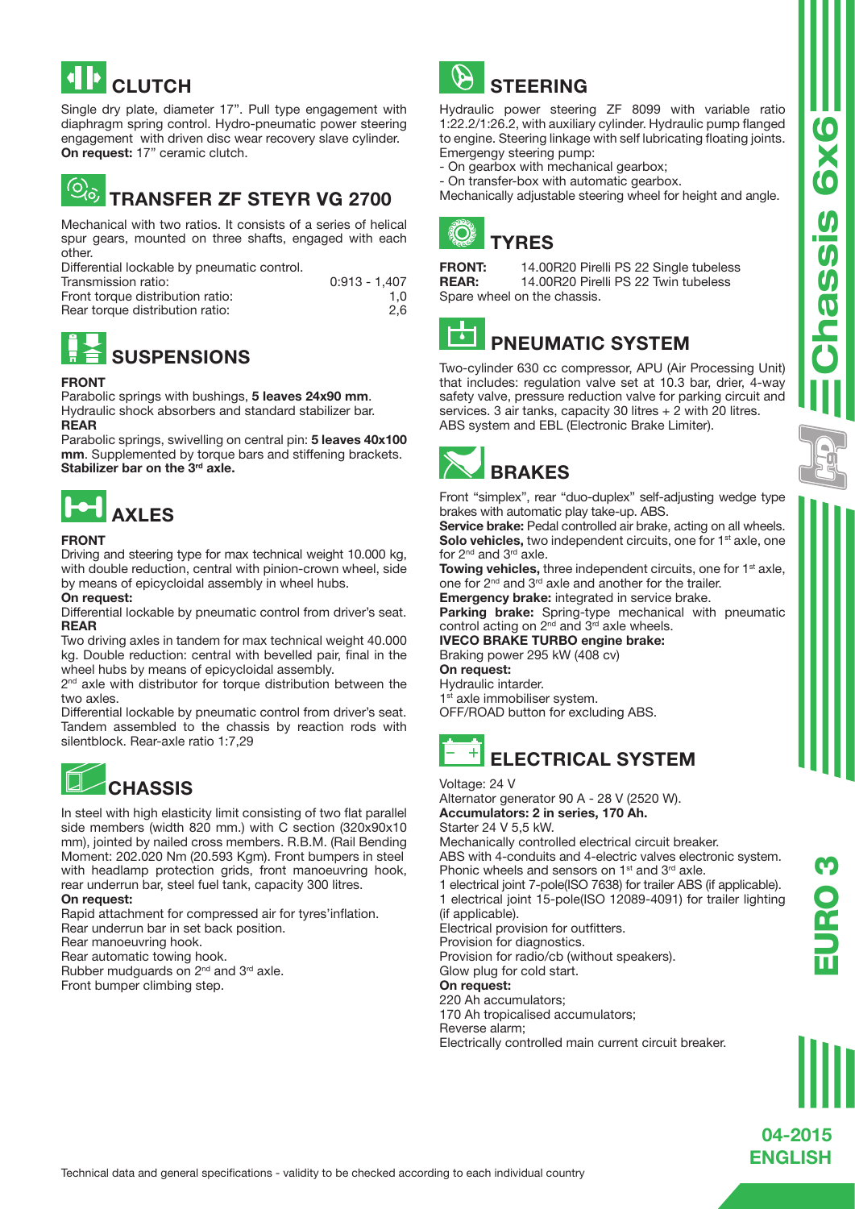## CLUTCH

Single dry plate, diameter 17". Pull type engagement with diaphragm spring control. Hydro-pneumatic power steering engagement with driven disc wear recovery slave cylinder.
**On request:** 17" ceramic clutch.

## TRANSFER ZF STEYR VG 2700

Mechanical with two ratios. It consists of a series of helical spur gears, mounted on three shafts, engaged with each other.

| | |
|---|---|
| Differential lockable by pneumatic control. | |
| Transmission ratio: | 0:913 - 1,407 |
| Front torque distribution ratio: | 1,0 |
| Rear torque distribution ratio: | 2,6 |

## SUSPENSIONS

**FRONT**
Parabolic springs with bushings, **5 leaves 24x90 mm**.
Hydraulic shock absorbers and standard stabilizer bar.
**REAR**
Parabolic springs, swivelling on central pin: **5 leaves 40x100 mm**. Supplemented by torque bars and stiffening brackets.
**Stabilizer bar on the 3rd axle.**

## AXLES

**FRONT**
Driving and steering type for max technical weight 10.000 kg, with double reduction, central with pinion-crown wheel, side by means of epicycloidal assembly in wheel hubs.
**On request:**
Differential lockable by pneumatic control from driver's seat.
**REAR**
Two driving axles in tandem for max technical weight 40.000 kg. Double reduction: central with bevelled pair, final in the wheel hubs by means of epicycloidal assembly.
2nd axle with distributor for torque distribution between the two axles.
Differential lockable by pneumatic control from driver's seat. Tandem assembled to the chassis by reaction rods with silentblock. Rear-axle ratio 1:7,29

## CHASSIS

In steel with high elasticity limit consisting of two flat parallel side members (width 820 mm.) with C section (320x90x10 mm), jointed by nailed cross members. R.B.M. (Rail Bending Moment: 202.020 Nm (20.593 Kgm). Front bumpers in steel with headlamp protection grids, front manoeuvring hook, rear underrun bar, steel fuel tank, capacity 300 litres.
**On request:**
Rapid attachment for compressed air for tyres'inflation.
Rear underrun bar in set back position.
Rear manoeuvring hook.
Rear automatic towing hook.
Rubber mudguards on 2nd and 3rd axle.
Front bumper climbing step.

## STEERING

Hydraulic power steering ZF 8099 with variable ratio 1:22.2/1:26.2, with auxiliary cylinder. Hydraulic pump flanged to engine. Steering linkage with self lubricating floating joints.
Emergengy steering pump:
- On gearbox with mechanical gearbox;
- On transfer-box with automatic gearbox.

Mechanically adjustable steering wheel for height and angle.

## TYRES

**FRONT:** 14.00R20 Pirelli PS 22 Single tubeless
**REAR:** 14.00R20 Pirelli PS 22 Twin tubeless
Spare wheel on the chassis.

## PNEUMATIC SYSTEM

Two-cylinder 630 cc compressor, APU (Air Processing Unit) that includes: regulation valve set at 10.3 bar, drier, 4-way safety valve, pressure reduction valve for parking circuit and services. 3 air tanks, capacity 30 litres + 2 with 20 litres.
ABS system and EBL (Electronic Brake Limiter).

## BRAKES

Front "simplex", rear "duo-duplex" self-adjusting wedge type brakes with automatic play take-up. ABS.
**Service brake:** Pedal controlled air brake, acting on all wheels.
**Solo vehicles,** two independent circuits, one for 1st axle, one for 2nd and 3rd axle.
**Towing vehicles,** three independent circuits, one for 1st axle, one for 2nd and 3rd axle and another for the trailer.
**Emergency brake:** integrated in service brake.
**Parking brake:** Spring-type mechanical with pneumatic control acting on 2nd and 3rd axle wheels.
**IVECO BRAKE TURBO engine brake:**
Braking power 295 kW (408 cv)
**On request:**
Hydraulic intarder.
1st axle immobiliser system.
OFF/ROAD button for excluding ABS.

## ELECTRICAL SYSTEM

Voltage: 24 V
Alternator generator 90 A - 28 V (2520 W).
**Accumulators: 2 in series, 170 Ah.**
Starter 24 V 5,5 kW.
Mechanically controlled electrical circuit breaker.
ABS with 4-conduits and 4-electric valves electronic system.
Phonic wheels and sensors on 1st and 3rd axle.
1 electrical joint 7-pole(ISO 7638) for trailer ABS (if applicable).
1 electrical joint 15-pole(ISO 12089-4091) for trailer lighting (if applicable).
Electrical provision for outfitters.
Provision for diagnostics.
Provision for radio/cb (without speakers).
Glow plug for cold start.
**On request:**
220 Ah accumulators;
170 Ah tropicalised accumulators;
Reverse alarm;
Electrically controlled main current circuit breaker.

Chassis 6x6

EURO 3

04-2015
ENGLISH

Technical data and general specifications - validity to be checked according to each individual country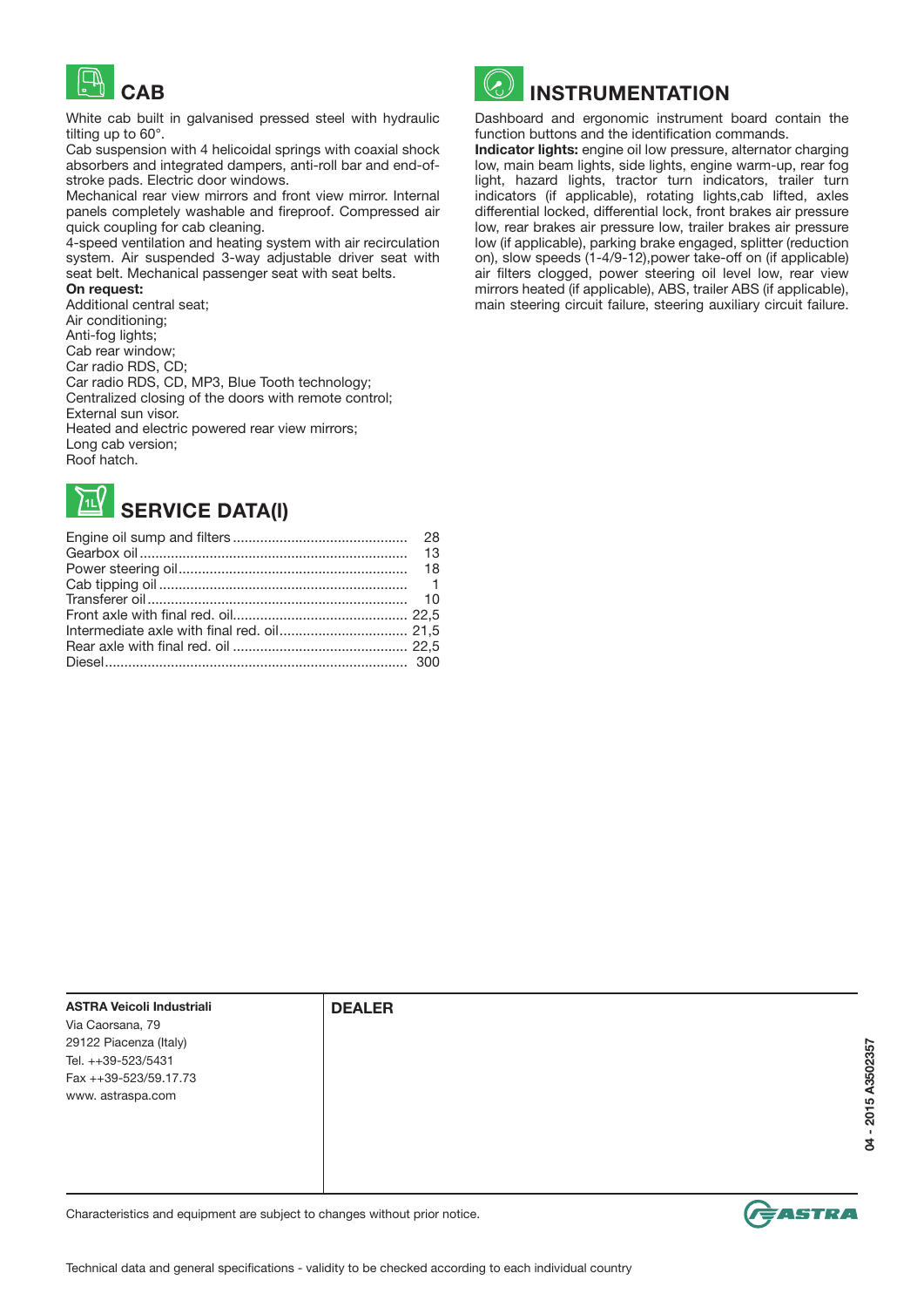## CAB

White cab built in galvanised pressed steel with hydraulic tilting up to 60°.
Cab suspension with 4 helicoidal springs with coaxial shock absorbers and integrated dampers, anti-roll bar and end-of-stroke pads. Electric door windows.
Mechanical rear view mirrors and front view mirror. Internal panels completely washable and fireproof. Compressed air quick coupling for cab cleaning.
4-speed ventilation and heating system with air recirculation system. Air suspended 3-way adjustable driver seat with seat belt. Mechanical passenger seat with seat belts.

**On request:**
Additional central seat;
Air conditioning;
Anti-fog lights;
Cab rear window;
Car radio RDS, CD;
Car radio RDS, CD, MP3, Blue Tooth technology;
Centralized closing of the doors with remote control;
External sun visor.
Heated and electric powered rear view mirrors;
Long cab version;
Roof hatch.

## SERVICE DATA(l)

| | |
|---|---|
| Engine oil sump and filters | 28 |
| Gearbox oil | 13 |
| Power steering oil | 18 |
| Cab tipping oil | 1 |
| Transferer oil | 10 |
| Front axle with final red. oil | 22,5 |
| Intermediate axle with final red. oil | 21,5 |
| Rear axle with final red. oil | 22,5 |
| Diesel | 300 |

## INSTRUMENTATION

Dashboard and ergonomic instrument board contain the function buttons and the identification commands.
**Indicator lights:** engine oil low pressure, alternator charging low, main beam lights, side lights, engine warm-up, rear fog light, hazard lights, tractor turn indicators, trailer turn indicators (if applicable), rotating lights,cab lifted, axles differential locked, differential lock, front brakes air pressure low, rear brakes air pressure low, trailer brakes air pressure low (if applicable), parking brake engaged, splitter (reduction on), slow speeds (1-4/9-12),power take-off on (if applicable) air filters clogged, power steering oil level low, rear view mirrors heated (if applicable), ABS, trailer ABS (if applicable), main steering circuit failure, steering auxiliary circuit failure.

**ASTRA Veicoli Industriali**
Via Caorsana, 79
29122 Piacenza (Italy)
Tel. ++39-523/5431
Fax ++39-523/59.17.73
www. astraspa.com

**DEALER**

04 - 2015 A3502357

Characteristics and equipment are subject to changes without prior notice.

ASTRA

Technical data and general specifications - validity to be checked according to each individual country